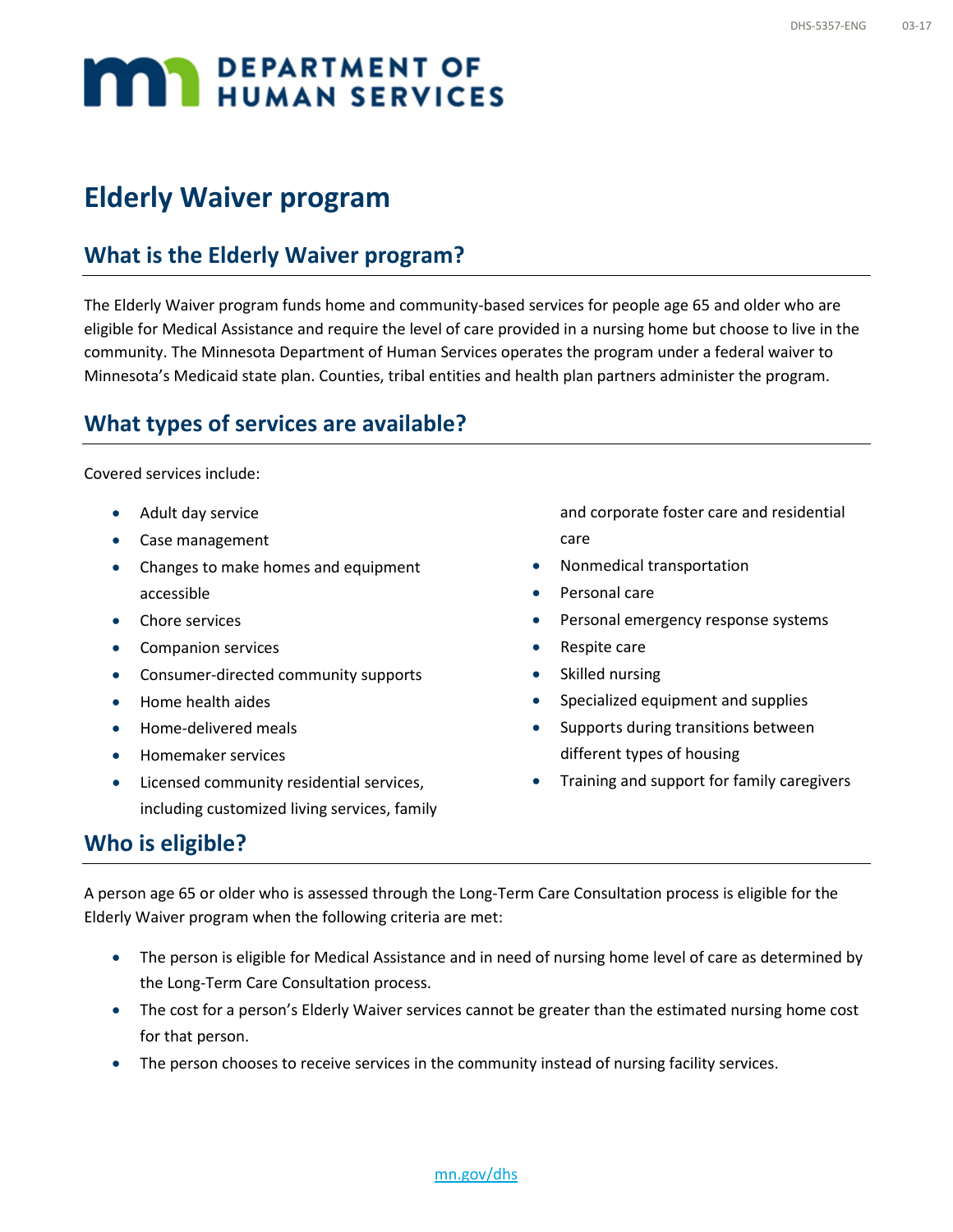# Elderly Waiver program

## What is the Elderly Waiver program?

The Elderly Waiver program funds home and community-based services for people age 65 and older who are eligible for Medical Assistance and require the level of care provided in a nursing home but choose to live in the community. The Minnesota Department of Human Services operates the program under a federal waiver to Minnesota's Medicaid state plan. Counties, tribal entities and health plan partners administer the program.

## What types of services are available?

Covered services include:

- Adult day service
- Case management
- Changes to make homes and equipment accessible
- Chore services
- Companion services
- Consumer-directed community supports
- Home health aides
- Home-delivered meals
- Homemaker services
- Licensed community residential services, including customized living services, family and corporate foster care and residential care
- Nonmedical transportation
- Personal care
- Personal emergency response systems
- Respite care
- Skilled nursing
- Specialized equipment and supplies
- Supports during transitions between different types of housing
- Training and support for family caregivers

## Who is eligible?

A person age 65 or older who is assessed through the Long-Term Care Consultation process is eligible for the Elderly Waiver program when the following criteria are met:

- The person is eligible for Medical Assistance and in need of nursing home level of care as determined by the Long-Term Care Consultation process.
- The cost for a person's Elderly Waiver services cannot be greater than the estimated nursing home cost for that person.
- The person chooses to receive services in the community instead of nursing facility services.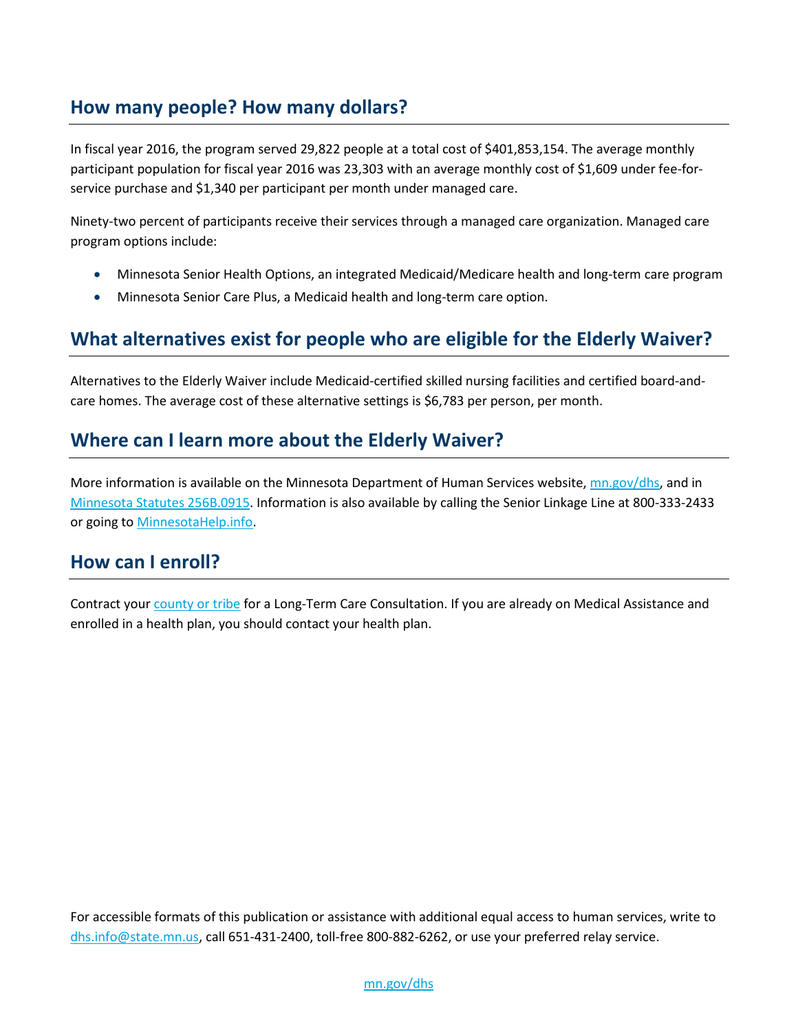## How many people? How many dollars?

In fiscal year 2016, the program served 29,822 people at a total cost of $401,853,154. The average monthly participant population for fiscal year 2016 was 23,303 with an average monthly cost of $1,609 under fee-for-service purchase and $1,340 per participant per month under managed care.

Ninety-two percent of participants receive their services through a managed care organization. Managed care program options include:

- Minnesota Senior Health Options, an integrated Medicaid/Medicare health and long-term care program
- Minnesota Senior Care Plus, a Medicaid health and long-term care option.

## What alternatives exist for people who are eligible for the Elderly Waiver?

Alternatives to the Elderly Waiver include Medicaid-certified skilled nursing facilities and certified board-and-care homes. The average cost of these alternative settings is $6,783 per person, per month.

## Where can I learn more about the Elderly Waiver?

More information is available on the Minnesota Department of Human Services website, mn.gov/dhs, and in Minnesota Statutes 256B.0915. Information is also available by calling the Senior Linkage Line at 800-333-2433 or going to MinnesotaHelp.info.

## How can I enroll?

Contract your county or tribe for a Long-Term Care Consultation. If you are already on Medical Assistance and enrolled in a health plan, you should contact your health plan.

For accessible formats of this publication or assistance with additional equal access to human services, write to dhs.info@state.mn.us, call 651-431-2400, toll-free 800-882-6262, or use your preferred relay service.

mn.gov/dhs